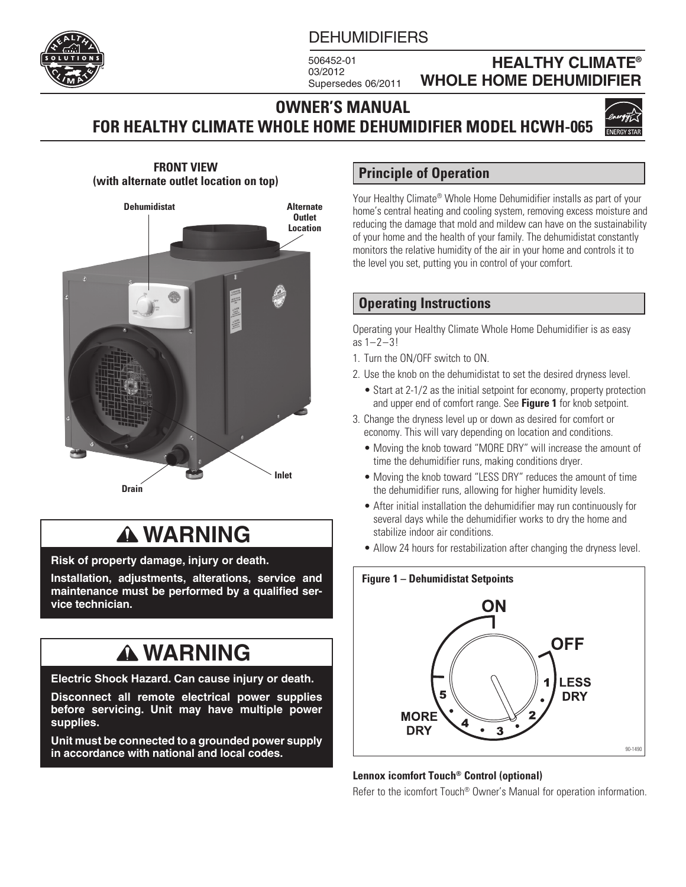DEHUMIDIFIERS

506452-01
03/2012
Supersedes 06/2011

# HEALTHY CLIMATE® WHOLE HOME DEHUMIDIFIER

## OWNER'S MANUAL
## FOR HEALTHY CLIMATE WHOLE HOME DEHUMIDIFIER MODEL HCWH-065

**FRONT VIEW**
**(with alternate outlet location on top)**

Dehumidistat — Alternate Outlet Location — Inlet — Drain

# ⚠ WARNING

**Risk of property damage, injury or death.**

**Installation, adjustments, alterations, service and maintenance must be performed by a qualified service technician.**

# ⚠ WARNING

**Electric Shock Hazard. Can cause injury or death.**

**Disconnect all remote electrical power supplies before servicing. Unit may have multiple power supplies.**

**Unit must be connected to a grounded power supply in accordance with national and local codes.**

## Principle of Operation

Your Healthy Climate® Whole Home Dehumidifier installs as part of your home's central heating and cooling system, removing excess moisture and reducing the damage that mold and mildew can have on the sustainability of your home and the health of your family. The dehumidistat constantly monitors the relative humidity of the air in your home and controls it to the level you set, putting you in control of your comfort.

## Operating Instructions

Operating your Healthy Climate Whole Home Dehumidifier is as easy as 1–2–3!

1. Turn the ON/OFF switch to ON.
2. Use the knob on the dehumidistat to set the desired dryness level.
   - Start at 2-1/2 as the initial setpoint for economy, property protection and upper end of comfort range. See **Figure 1** for knob setpoint.
3. Change the dryness level up or down as desired for comfort or economy. This will vary depending on location and conditions.
   - Moving the knob toward "MORE DRY" will increase the amount of time the dehumidifier runs, making conditions dryer.
   - Moving the knob toward "LESS DRY" reduces the amount of time the dehumidifier runs, allowing for higher humidity levels.
   - After initial installation the dehumidifier may run continuously for several days while the dehumidifier works to dry the home and stabilize indoor air conditions.
   - Allow 24 hours for restabilization after changing the dryness level.

**Figure 1 – Dehumidistat Setpoints**

ON — OFF — 1 LESS DRY — 2 — 3 — 4 — 5 MORE DRY

90-1490

**Lennox icomfort Touch® Control (optional)**

Refer to the icomfort Touch® Owner's Manual for operation information.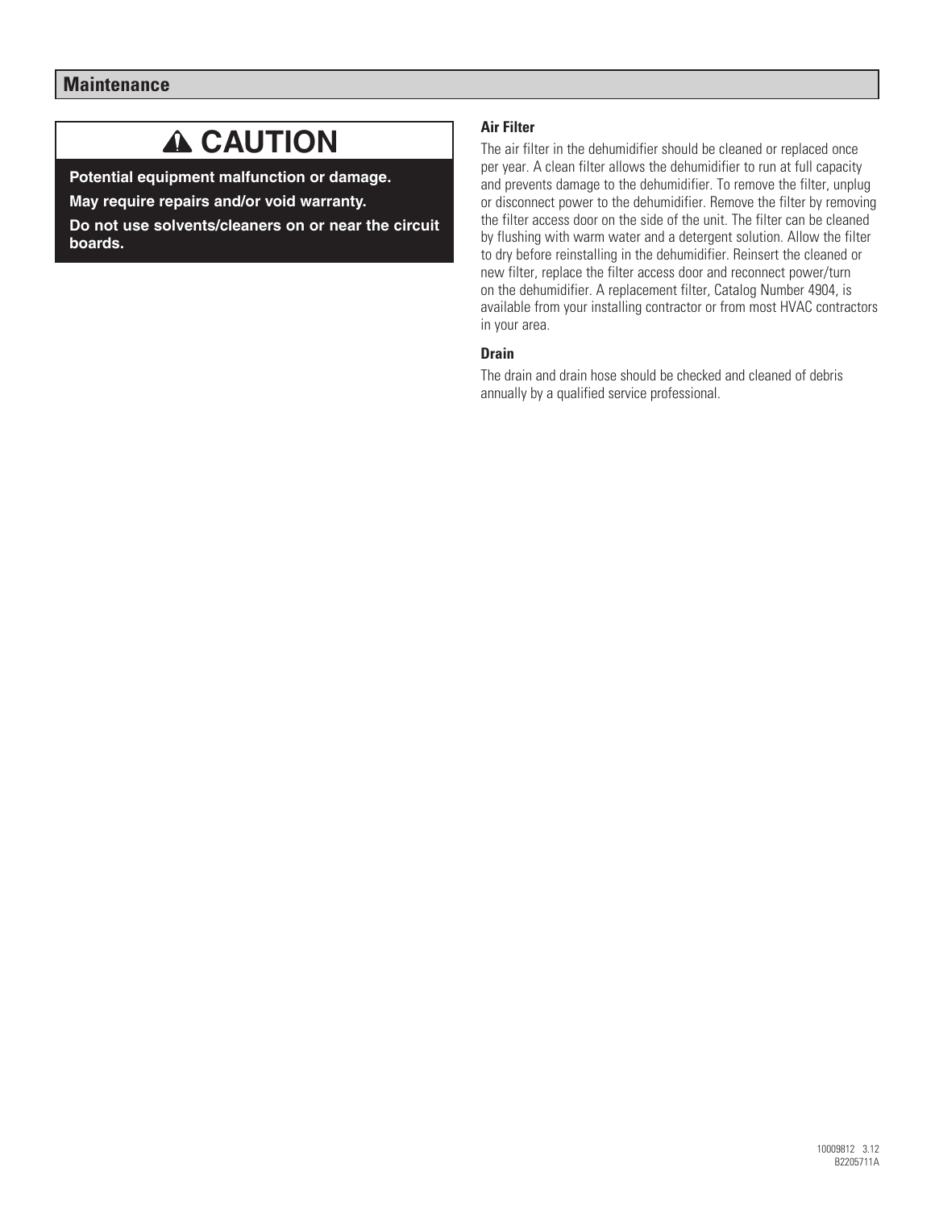## Maintenance

### ⚠ CAUTION

**Potential equipment malfunction or damage.**

**May require repairs and/or void warranty.**

**Do not use solvents/cleaners on or near the circuit boards.**

**Air Filter**

The air filter in the dehumidifier should be cleaned or replaced once per year. A clean filter allows the dehumidifier to run at full capacity and prevents damage to the dehumidifier. To remove the filter, unplug or disconnect power to the dehumidifier. Remove the filter by removing the filter access door on the side of the unit. The filter can be cleaned by flushing with warm water and a detergent solution. Allow the filter to dry before reinstalling in the dehumidifier. Reinsert the cleaned or new filter, replace the filter access door and reconnect power/turn on the dehumidifier. A replacement filter, Catalog Number 4904, is available from your installing contractor or from most HVAC contractors in your area.

**Drain**

The drain and drain hose should be checked and cleaned of debris annually by a qualified service professional.

10009812 3.12
B2205711A